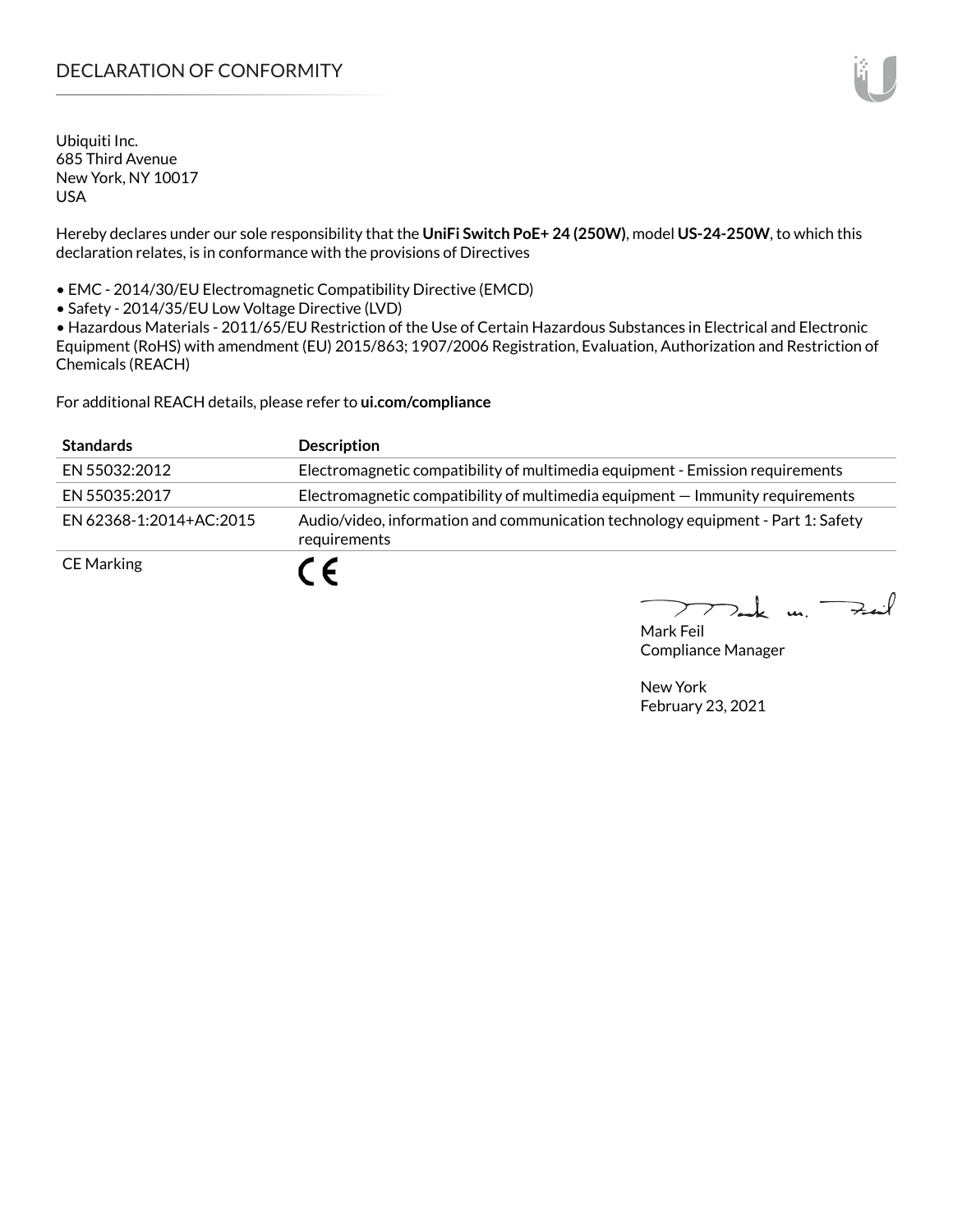# DECLARATION OF CONFORMITY

Ubiquiti Inc.
685 Third Avenue
New York, NY 10017
USA

Hereby declares under our sole responsibility that the **UniFi Switch PoE+ 24 (250W)**, model **US-24-250W**, to which this declaration relates, is in conformance with the provisions of Directives

- EMC - 2014/30/EU Electromagnetic Compatibility Directive (EMCD)
- Safety - 2014/35/EU Low Voltage Directive (LVD)
- Hazardous Materials - 2011/65/EU Restriction of the Use of Certain Hazardous Substances in Electrical and Electronic Equipment (RoHS) with amendment (EU) 2015/863; 1907/2006 Registration, Evaluation, Authorization and Restriction of Chemicals (REACH)

For additional REACH details, please refer to **ui.com/compliance**

| Standards | Description |
|---|---|
| EN 55032:2012 | Electromagnetic compatibility of multimedia equipment - Emission requirements |
| EN 55035:2017 | Electromagnetic compatibility of multimedia equipment — Immunity requirements |
| EN 62368-1:2014+AC:2015 | Audio/video, information and communication technology equipment - Part 1: Safety requirements |
| CE Marking | CE |

Mark Feil
Compliance Manager

New York
February 23, 2021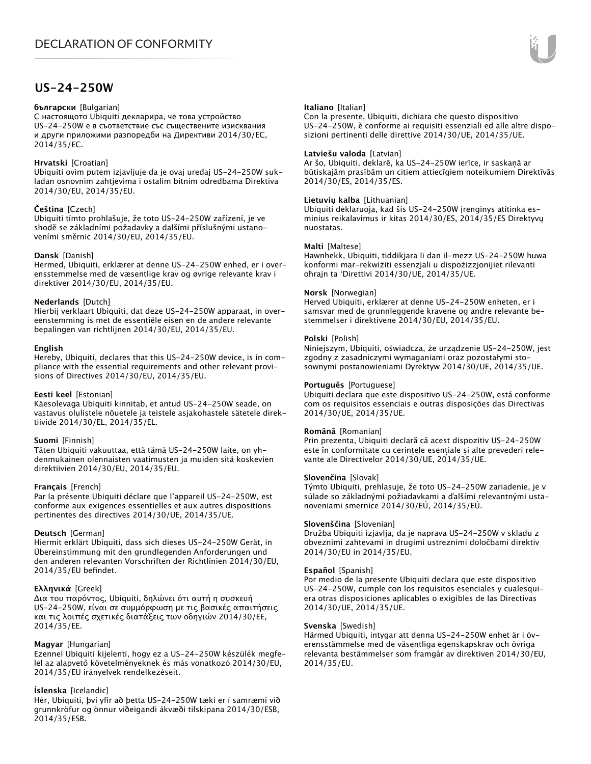# DECLARATION OF CONFORMITY

## US-24-250W

**български** [Bulgarian]
С настоящото Ubiquiti декларира, че това устройство US-24-250W е в съответствие със съществените изисквания и други приложими разпоредби на Директиви 2014/30/ЕС, 2014/35/ЕС.

**Hrvatski** [Croatian]
Ubiquiti ovim putem izjavljuje da je ovaj uređaj US-24-250W sukladan osnovnim zahtjevima i ostalim bitnim odredbama Direktiva 2014/30/EU, 2014/35/EU.

**Čeština** [Czech]
Ubiquiti tímto prohlašuje, že toto US-24-250W zařízení, je ve shodě se základními požadavky a dalšími příslušnými ustanoveními směrnic 2014/30/EU, 2014/35/EU.

**Dansk** [Danish]
Hermed, Ubiquiti, erklærer at denne US-24-250W enhed, er i overensstemmelse med de væsentlige krav og øvrige relevante krav i direktiver 2014/30/EU, 2014/35/EU.

**Nederlands** [Dutch]
Hierbij verklaart Ubiquiti, dat deze US-24-250W apparaat, in overeenstemming is met de essentiële eisen en de andere relevante bepalingen van richtlijnen 2014/30/EU, 2014/35/EU.

**English**
Hereby, Ubiquiti, declares that this US-24-250W device, is in compliance with the essential requirements and other relevant provisions of Directives 2014/30/EU, 2014/35/EU.

**Eesti keel** [Estonian]
Käesolevaga Ubiquiti kinnitab, et antud US-24-250W seade, on vastavus olulistele nõuetele ja teistele asjakohastele sätetele direktiivide 2014/30/EL, 2014/35/EL.

**Suomi** [Finnish]
Täten Ubiquiti vakuuttaa, että tämä US-24-250W laite, on yhdenmukainen olennaisten vaatimusten ja muiden sitä koskevien direktiivien 2014/30/EU, 2014/35/EU.

**Français** [French]
Par la présente Ubiquiti déclare que l'appareil US-24-250W, est conforme aux exigences essentielles et aux autres dispositions pertinentes des directives 2014/30/UE, 2014/35/UE.

**Deutsch** [German]
Hiermit erklärt Ubiquiti, dass sich dieses US-24-250W Gerät, in Übereinstimmung mit den grundlegenden Anforderungen und den anderen relevanten Vorschriften der Richtlinien 2014/30/EU, 2014/35/EU befindet.

**Ελληνικά** [Greek]
Δια του παρόντος, Ubiquiti, δηλώνει ότι αυτή η συσκευή US-24-250W, είναι σε συμμόρφωση με τις βασικές απαιτήσεις και τις λοιπές σχετικές διατάξεις των οδηγιών 2014/30/EE, 2014/35/EE.

**Magyar** [Hungarian]
Ezennel Ubiquiti kijelenti, hogy ez a US-24-250W készülék megfelel az alapvető követelményeknek és más vonatkozó 2014/30/EU, 2014/35/EU irányelvek rendelkezéseit.

**Íslenska** [Icelandic]
Hér, Ubiquiti, því yfir að þetta US-24-250W tæki er í samræmi við grunnkröfur og önnur viðeigandi ákvæði tilskipana 2014/30/ESB, 2014/35/ESB.

**Italiano** [Italian]
Con la presente, Ubiquiti, dichiara che questo dispositivo US-24-250W, è conforme ai requisiti essenziali ed alle altre disposizioni pertinenti delle direttive 2014/30/UE, 2014/35/UE.

**Latviešu valoda** [Latvian]
Ar šo, Ubiquiti, deklarē, ka US-24-250W ierīce, ir saskaņā ar būtiskajām prasībām un citiem attiecīgiem noteikumiem Direktīvās 2014/30/ES, 2014/35/ES.

**Lietuvių kalba** [Lithuanian]
Ubiquiti deklaruoja, kad šis US-24-250W įrenginys atitinka esminius reikalavimus ir kitas 2014/30/ES, 2014/35/ES Direktyvų nuostatas.

**Malti** [Maltese]
Hawnhekk, Ubiquiti, tiddikjara li dan il-mezz US-24-250W huwa konformi mar-rekwiżiti essenzjali u dispożizzjonijiet rilevanti oħrajn ta 'Direttivi 2014/30/UE, 2014/35/UE.

**Norsk** [Norwegian]
Herved Ubiquiti, erklærer at denne US-24-250W enheten, er i samsvar med de grunnleggende kravene og andre relevante bestemmelser i direktivene 2014/30/EU, 2014/35/EU.

**Polski** [Polish]
Niniejszym, Ubiquiti, oświadcza, że urządzenie US-24-250W, jest zgodny z zasadniczymi wymaganiami oraz pozostałymi stosownymi postanowieniami Dyrektyw 2014/30/UE, 2014/35/UE.

**Português** [Portuguese]
Ubiquiti declara que este dispositivo US-24-250W, está conforme com os requisitos essenciais e outras disposições das Directivas 2014/30/UE, 2014/35/UE.

**Română** [Romanian]
Prin prezenta, Ubiquiti declară că acest dispozitiv US-24-250W este în conformitate cu cerințele esențiale și alte prevederi relevante ale Directivelor 2014/30/UE, 2014/35/UE.

**Slovenčina** [Slovak]
Týmto Ubiquiti, prehlasuje, že toto US-24-250W zariadenie, je v súlade so základnými požiadavkami a ďalšími relevantnými ustanoveniami smernice 2014/30/EÚ, 2014/35/EÚ.

**Slovenščina** [Slovenian]
Družba Ubiquiti izjavlja, da je naprava US-24-250W v skladu z obveznimi zahtevami in drugimi ustreznimi določbami direktiv 2014/30/EU in 2014/35/EU.

**Español** [Spanish]
Por medio de la presente Ubiquiti declara que este dispositivo US-24-250W, cumple con los requisitos esenciales y cualesquiera otras disposiciones aplicables o exigibles de las Directivas 2014/30/UE, 2014/35/UE.

**Svenska** [Swedish]
Härmed Ubiquiti, intygar att denna US-24-250W enhet är i överensstämmelse med de väsentliga egenskapskrav och övriga relevanta bestämmelser som framgår av direktiven 2014/30/EU, 2014/35/EU.